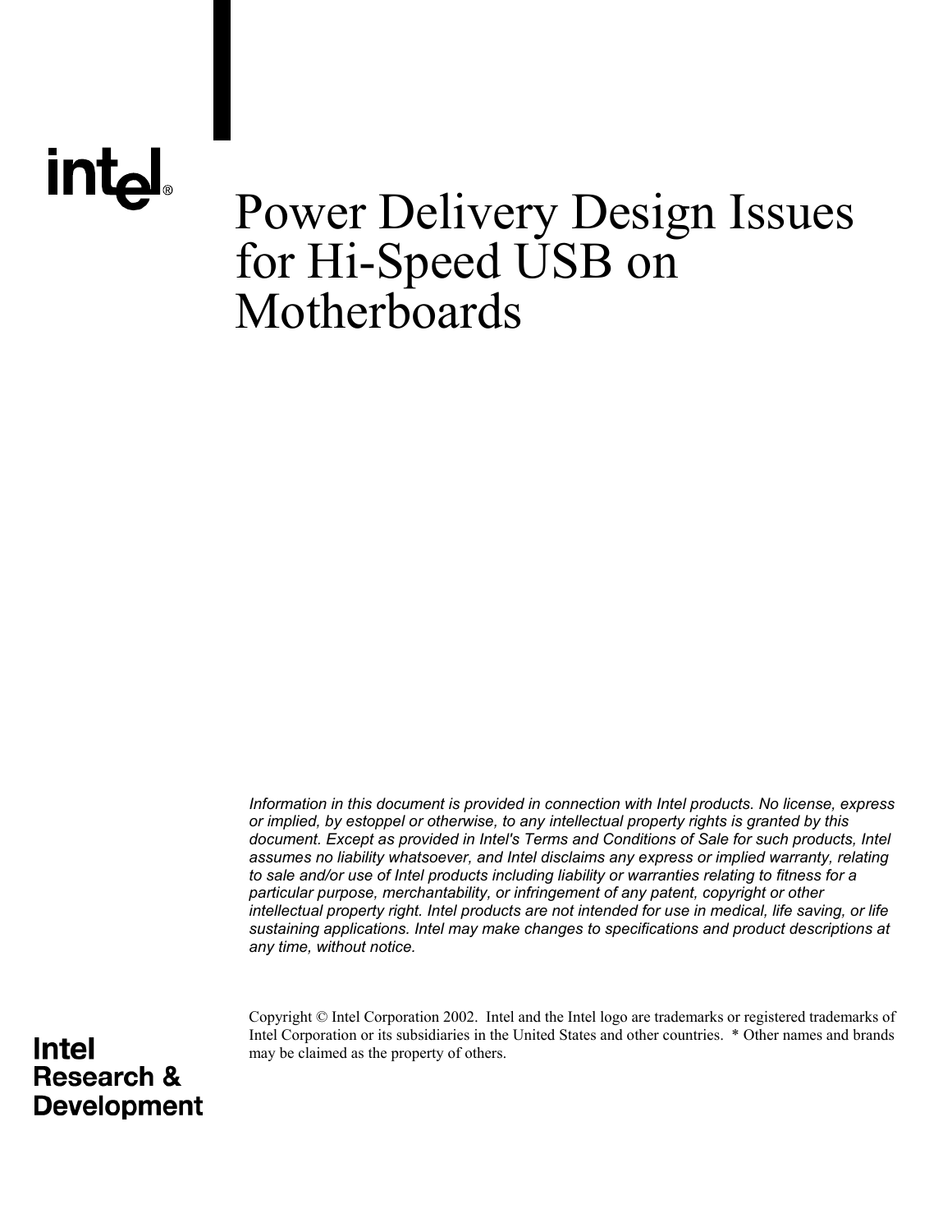# Power Delivery Design Issues for Hi-Speed USB on Motherboards

*Information in this document is provided in connection with Intel products. No license, express or implied, by estoppel or otherwise, to any intellectual property rights is granted by this document. Except as provided in Intel's Terms and Conditions of Sale for such products, Intel assumes no liability whatsoever, and Intel disclaims any express or implied warranty, relating to sale and/or use of Intel products including liability or warranties relating to fitness for a particular purpose, merchantability, or infringement of any patent, copyright or other intellectual property right. Intel products are not intended for use in medical, life saving, or life sustaining applications. Intel may make changes to specifications and product descriptions at any time, without notice.*

Copyright © Intel Corporation 2002. Intel and the Intel logo are trademarks or registered trademarks of Intel Corporation or its subsidiaries in the United States and other countries. * Other names and brands may be claimed as the property of others.

**Intel Research & Development**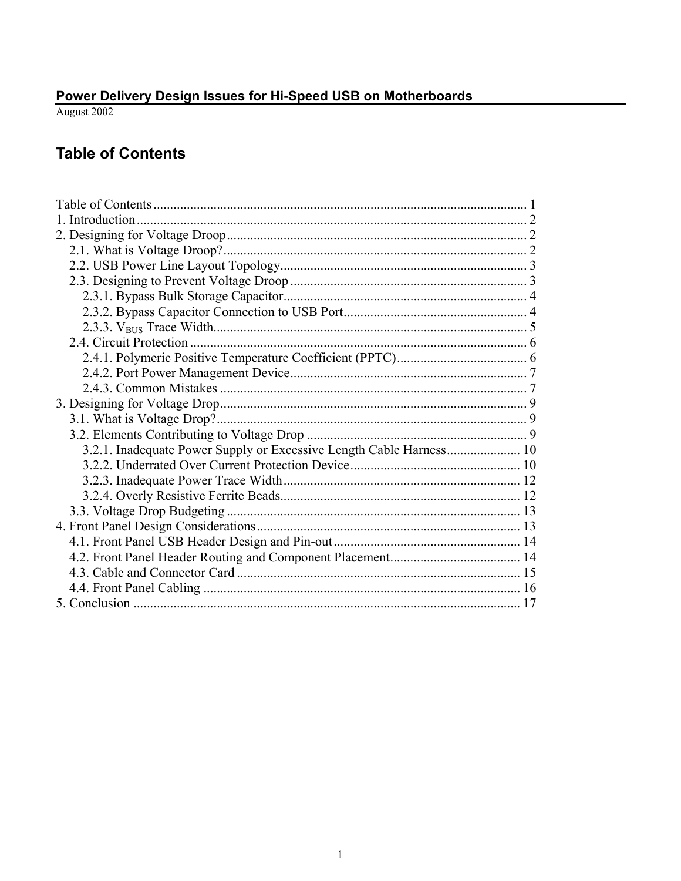**Power Delivery Design Issues for Hi-Speed USB on Motherboards**

August 2002

# Table of Contents

Table of Contents ............................................................................................................... 1
1. Introduction .................................................................................................................... 2
2. Designing for Voltage Droop .......................................................................................... 2
   2.1. What is Voltage Droop? ........................................................................................... 2
   2.2. USB Power Line Layout Topology .......................................................................... 3
   2.3. Designing to Prevent Voltage Droop ....................................................................... 3
      2.3.1. Bypass Bulk Storage Capacitor ......................................................................... 4
      2.3.2. Bypass Capacitor Connection to USB Port ....................................................... 4
      2.3.3. $V_{BUS}$ Trace Width ............................................................................................. 5
   2.4. Circuit Protection ..................................................................................................... 6
      2.4.1. Polymeric Positive Temperature Coefficient (PPTC) ....................................... 6
      2.4.2. Port Power Management Device ....................................................................... 7
      2.4.3. Common Mistakes ............................................................................................ 7
3. Designing for Voltage Drop ............................................................................................ 9
   3.1. What is Voltage Drop? ............................................................................................. 9
   3.2. Elements Contributing to Voltage Drop .................................................................. 9
      3.2.1. Inadequate Power Supply or Excessive Length Cable Harness ...................... 10
      3.2.2. Underrated Over Current Protection Device ................................................... 10
      3.2.3. Inadequate Power Trace Width ....................................................................... 12
      3.2.4. Overly Resistive Ferrite Beads ........................................................................ 12
   3.3. Voltage Drop Budgeting ........................................................................................ 13
4. Front Panel Design Considerations ............................................................................... 13
   4.1. Front Panel USB Header Design and Pin-out ........................................................ 14
   4.2. Front Panel Header Routing and Component Placement ....................................... 14
   4.3. Cable and Connector Card ..................................................................................... 15
   4.4. Front Panel Cabling ............................................................................................... 16
5. Conclusion .................................................................................................................... 17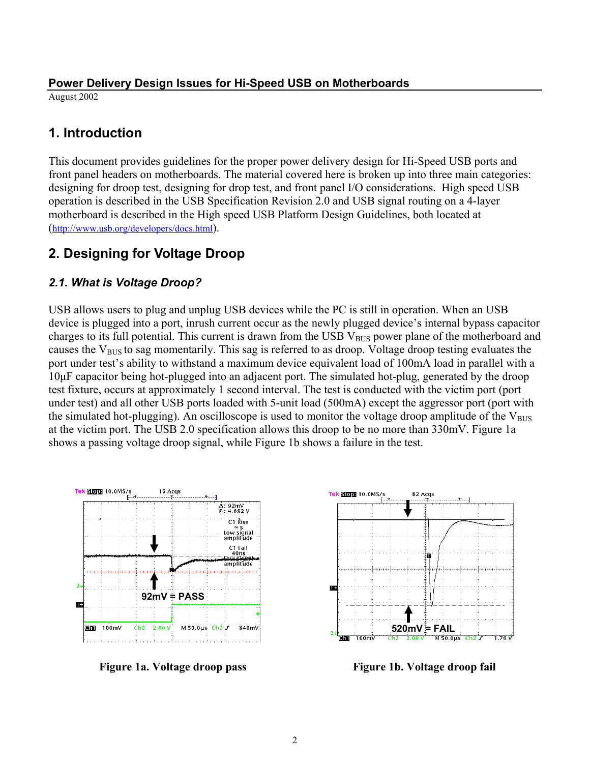## Power Delivery Design Issues for Hi-Speed USB on Motherboards

August 2002

# 1. Introduction

This document provides guidelines for the proper power delivery design for Hi-Speed USB ports and front panel headers on motherboards. The material covered here is broken up into three main categories: designing for droop test, designing for drop test, and front panel I/O considerations. High speed USB operation is described in the USB Specification Revision 2.0 and USB signal routing on a 4-layer motherboard is described in the High speed USB Platform Design Guidelines, both located at (http://www.usb.org/developers/docs.html).

# 2. Designing for Voltage Droop

### 2.1. What is Voltage Droop?

USB allows users to plug and unplug USB devices while the PC is still in operation. When an USB device is plugged into a port, inrush current occur as the newly plugged device's internal bypass capacitor charges to its full potential. This current is drawn from the USB $V_{BUS}$ power plane of the motherboard and causes the $V_{BUS}$ to sag momentarily. This sag is referred to as droop. Voltage droop testing evaluates the port under test's ability to withstand a maximum device equivalent load of 100mA load in parallel with a 10μF capacitor being hot-plugged into an adjacent port. The simulated hot-plug, generated by the droop test fixture, occurs at approximately 1 second interval. The test is conducted with the victim port (port under test) and all other USB ports loaded with 5-unit load (500mA) except the aggressor port (port with the simulated hot-plugging). An oscilloscope is used to monitor the voltage droop amplitude of the $V_{BUS}$ at the victim port. The USB 2.0 specification allows this droop to be no more than 330mV. Figure 1a shows a passing voltage droop signal, while Figure 1b shows a failure in the test.

**Figure 1a. Voltage droop pass**

**Figure 1b. Voltage droop fail**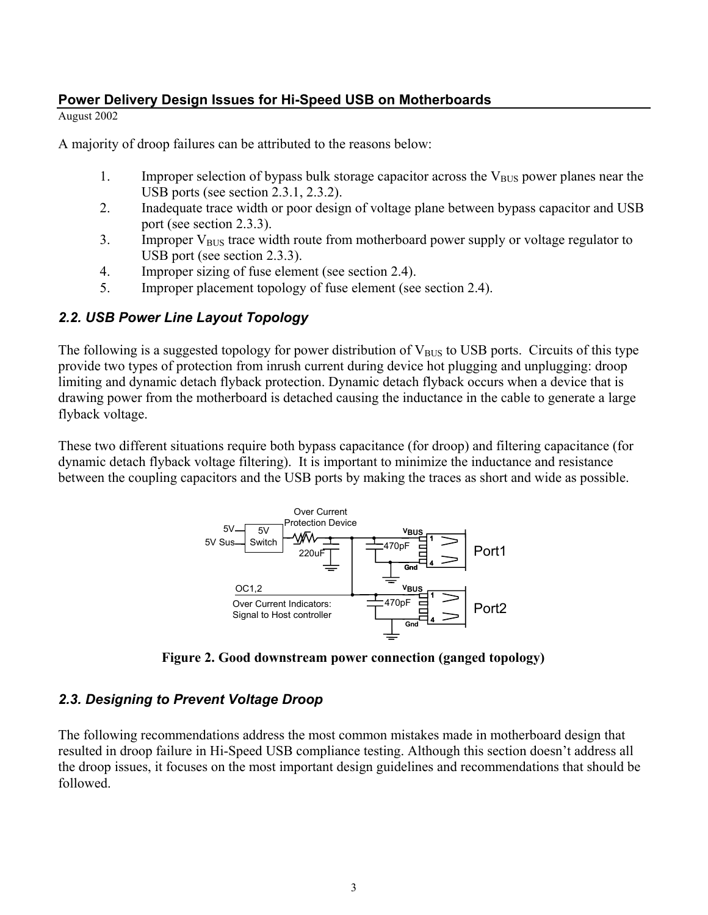A majority of droop failures can be attributed to the reasons below:

1. Improper selection of bypass bulk storage capacitor across the $V_{BUS}$ power planes near the USB ports (see section 2.3.1, 2.3.2).
2. Inadequate trace width or poor design of voltage plane between bypass capacitor and USB port (see section 2.3.3).
3. Improper $V_{BUS}$ trace width route from motherboard power supply or voltage regulator to USB port (see section 2.3.3).
4. Improper sizing of fuse element (see section 2.4).
5. Improper placement topology of fuse element (see section 2.4).

## *2.2. USB Power Line Layout Topology*

The following is a suggested topology for power distribution of $V_{BUS}$ to USB ports. Circuits of this type provide two types of protection from inrush current during device hot plugging and unplugging: droop limiting and dynamic detach flyback protection. Dynamic detach flyback occurs when a device that is drawing power from the motherboard is detached causing the inductance in the cable to generate a large flyback voltage.

These two different situations require both bypass capacitance (for droop) and filtering capacitance (for dynamic detach flyback voltage filtering). It is important to minimize the inductance and resistance between the coupling capacitors and the USB ports by making the traces as short and wide as possible.

**Figure 2. Good downstream power connection (ganged topology)**

## *2.3. Designing to Prevent Voltage Droop*

The following recommendations address the most common mistakes made in motherboard design that resulted in droop failure in Hi-Speed USB compliance testing. Although this section doesn't address all the droop issues, it focuses on the most important design guidelines and recommendations that should be followed.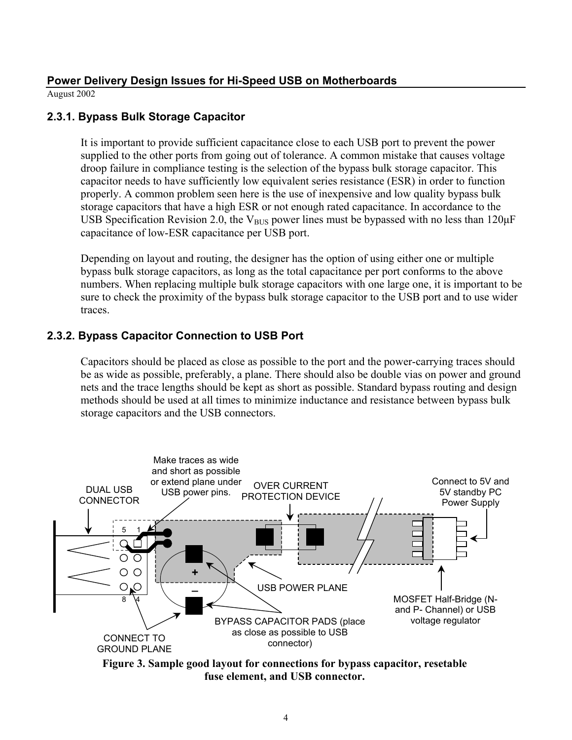## 2.3.1. Bypass Bulk Storage Capacitor

It is important to provide sufficient capacitance close to each USB port to prevent the power supplied to the other ports from going out of tolerance. A common mistake that causes voltage droop failure in compliance testing is the selection of the bypass bulk storage capacitor. This capacitor needs to have sufficiently low equivalent series resistance (ESR) in order to function properly. A common problem seen here is the use of inexpensive and low quality bypass bulk storage capacitors that have a high ESR or not enough rated capacitance. In accordance to the USB Specification Revision 2.0, the $V_{BUS}$ power lines must be bypassed with no less than 120µF capacitance of low-ESR capacitance per USB port.

Depending on layout and routing, the designer has the option of using either one or multiple bypass bulk storage capacitors, as long as the total capacitance per port conforms to the above numbers. When replacing multiple bulk storage capacitors with one large one, it is important to be sure to check the proximity of the bypass bulk storage capacitor to the USB port and to use wider traces.

## 2.3.2. Bypass Capacitor Connection to USB Port

Capacitors should be placed as close as possible to the port and the power-carrying traces should be as wide as possible, preferably, a plane. There should also be double vias on power and ground nets and the trace lengths should be kept as short as possible. Standard bypass routing and design methods should be used at all times to minimize inductance and resistance between bypass bulk storage capacitors and the USB connectors.

DUAL USB CONNECTOR

Make traces as wide and short as possible or extend plane under USB power pins.

OVER CURRENT PROTECTION DEVICE

Connect to 5V and 5V standby PC Power Supply

USB POWER PLANE

MOSFET Half-Bridge (N- and P- Channel) or USB voltage regulator

BYPASS CAPACITOR PADS (place as close as possible to USB connector)

CONNECT TO GROUND PLANE

**Figure 3. Sample good layout for connections for bypass capacitor, resetable fuse element, and USB connector.**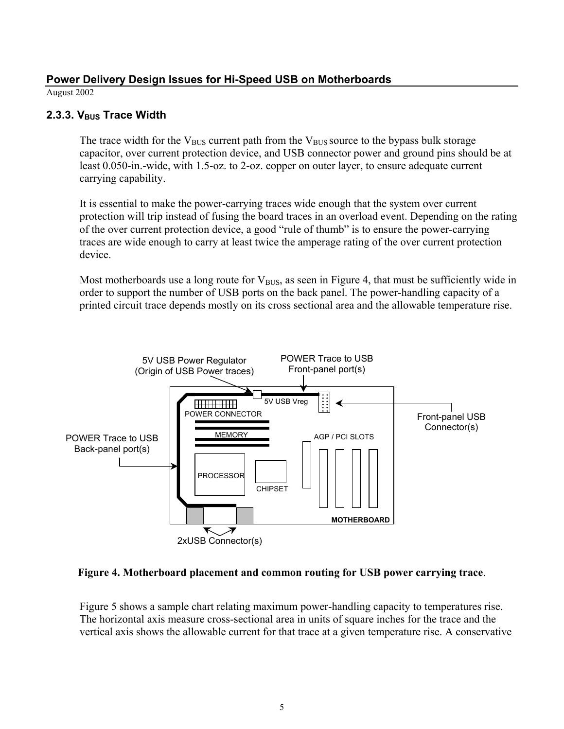### 2.3.3. $V_{BUS}$ Trace Width

The trace width for the $V_{BUS}$ current path from the $V_{BUS}$ source to the bypass bulk storage capacitor, over current protection device, and USB connector power and ground pins should be at least 0.050-in.-wide, with 1.5-oz. to 2-oz. copper on outer layer, to ensure adequate current carrying capability.

It is essential to make the power-carrying traces wide enough that the system over current protection will trip instead of fusing the board traces in an overload event. Depending on the rating of the over current protection device, a good "rule of thumb" is to ensure the power-carrying traces are wide enough to carry at least twice the amperage rating of the over current protection device.

Most motherboards use a long route for $V_{BUS}$, as seen in Figure 4, that must be sufficiently wide in order to support the number of USB ports on the back panel. The power-handling capacity of a printed circuit trace depends mostly on its cross sectional area and the allowable temperature rise.

5V USB Power Regulator (Origin of USB Power traces)

POWER Trace to USB Front-panel port(s)

5V USB Vreg

POWER CONNECTOR

Front-panel USB Connector(s)

MEMORY

AGP / PCI SLOTS

POWER Trace to USB Back-panel port(s)

PROCESSOR

CHIPSET

MOTHERBOARD

2xUSB Connector(s)

**Figure 4. Motherboard placement and common routing for USB power carrying trace**.

Figure 5 shows a sample chart relating maximum power-handling capacity to temperatures rise. The horizontal axis measure cross-sectional area in units of square inches for the trace and the vertical axis shows the allowable current for that trace at a given temperature rise. A conservative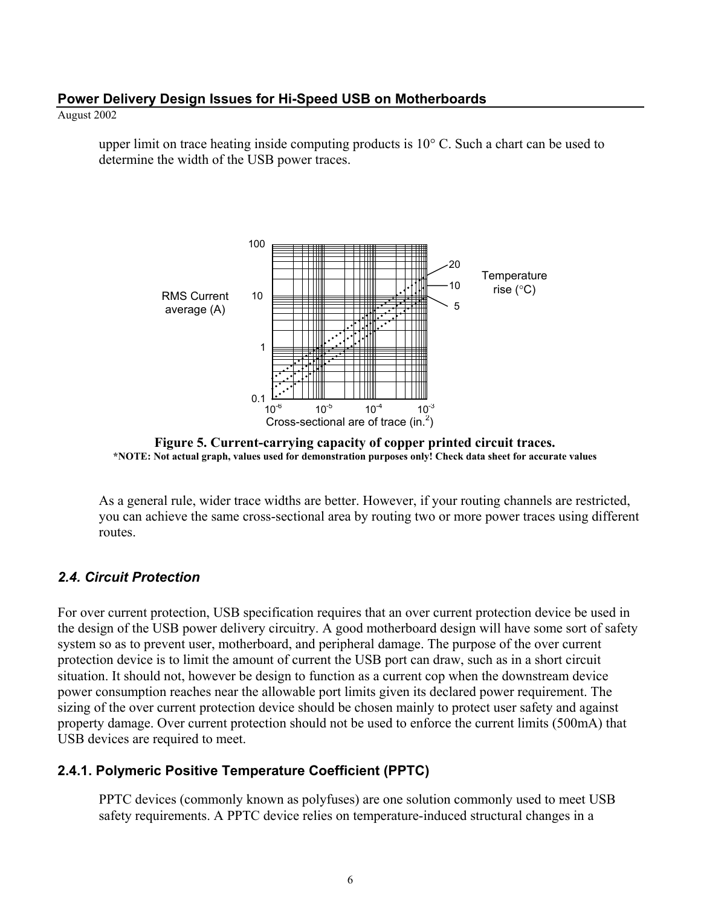upper limit on trace heating inside computing products is 10° C. Such a chart can be used to determine the width of the USB power traces.

**Figure 5. Current-carrying capacity of copper printed circuit traces.**
***NOTE: Not actual graph, values used for demonstration purposes only! Check data sheet for accurate values**

As a general rule, wider trace widths are better. However, if your routing channels are restricted, you can achieve the same cross-sectional area by routing two or more power traces using different routes.

### *2.4. Circuit Protection*

For over current protection, USB specification requires that an over current protection device be used in the design of the USB power delivery circuitry. A good motherboard design will have some sort of safety system so as to prevent user, motherboard, and peripheral damage. The purpose of the over current protection device is to limit the amount of current the USB port can draw, such as in a short circuit situation. It should not, however be design to function as a current cop when the downstream device power consumption reaches near the allowable port limits given its declared power requirement. The sizing of the over current protection device should be chosen mainly to protect user safety and against property damage. Over current protection should not be used to enforce the current limits (500mA) that USB devices are required to meet.

#### 2.4.1. Polymeric Positive Temperature Coefficient (PPTC)

PPTC devices (commonly known as polyfuses) are one solution commonly used to meet USB safety requirements. A PPTC device relies on temperature-induced structural changes in a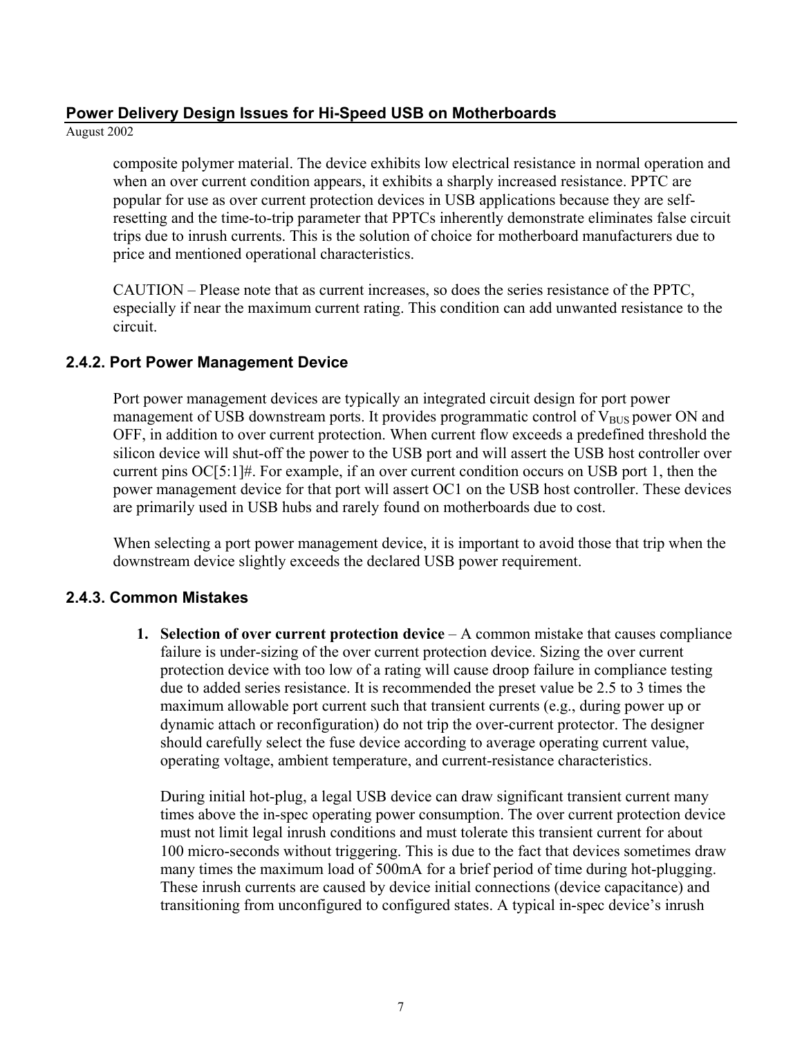composite polymer material. The device exhibits low electrical resistance in normal operation and when an over current condition appears, it exhibits a sharply increased resistance. PPTC are popular for use as over current protection devices in USB applications because they are self-resetting and the time-to-trip parameter that PPTCs inherently demonstrate eliminates false circuit trips due to inrush currents. This is the solution of choice for motherboard manufacturers due to price and mentioned operational characteristics.

CAUTION – Please note that as current increases, so does the series resistance of the PPTC, especially if near the maximum current rating. This condition can add unwanted resistance to the circuit.

### 2.4.2. Port Power Management Device

Port power management devices are typically an integrated circuit design for port power management of USB downstream ports. It provides programmatic control of $V_{BUS}$ power ON and OFF, in addition to over current protection. When current flow exceeds a predefined threshold the silicon device will shut-off the power to the USB port and will assert the USB host controller over current pins OC[5:1]#. For example, if an over current condition occurs on USB port 1, then the power management device for that port will assert OC1 on the USB host controller. These devices are primarily used in USB hubs and rarely found on motherboards due to cost.

When selecting a port power management device, it is important to avoid those that trip when the downstream device slightly exceeds the declared USB power requirement.

### 2.4.3. Common Mistakes

1. **Selection of over current protection device** – A common mistake that causes compliance failure is under-sizing of the over current protection device. Sizing the over current protection device with too low of a rating will cause droop failure in compliance testing due to added series resistance. It is recommended the preset value be 2.5 to 3 times the maximum allowable port current such that transient currents (e.g., during power up or dynamic attach or reconfiguration) do not trip the over-current protector. The designer should carefully select the fuse device according to average operating current value, operating voltage, ambient temperature, and current-resistance characteristics.

   During initial hot-plug, a legal USB device can draw significant transient current many times above the in-spec operating power consumption. The over current protection device must not limit legal inrush conditions and must tolerate this transient current for about 100 micro-seconds without triggering. This is due to the fact that devices sometimes draw many times the maximum load of 500mA for a brief period of time during hot-plugging. These inrush currents are caused by device initial connections (device capacitance) and transitioning from unconfigured to configured states. A typical in-spec device's inrush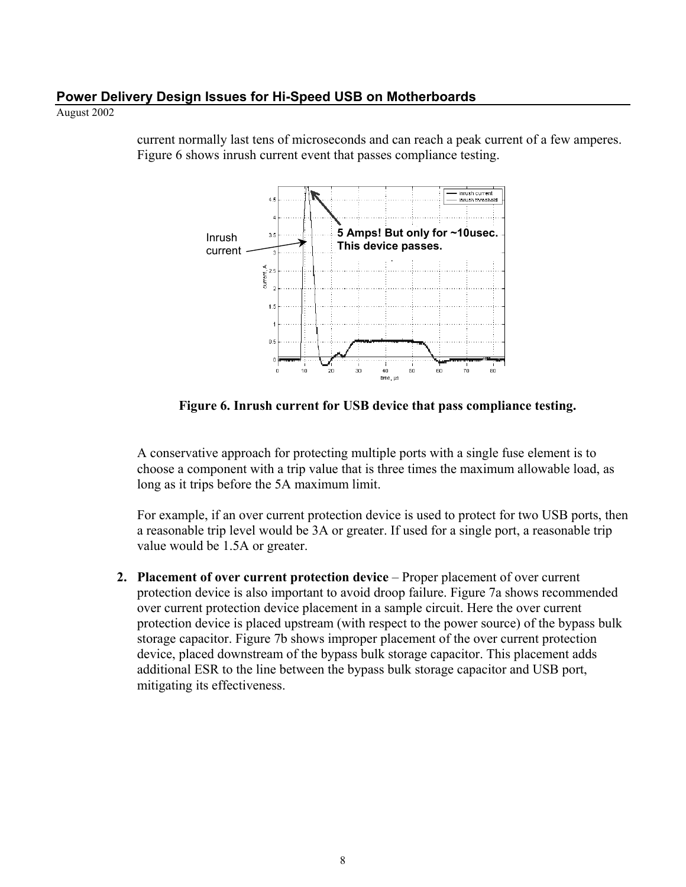current normally last tens of microseconds and can reach a peak current of a few amperes. Figure 6 shows inrush current event that passes compliance testing.

**Figure 6. Inrush current for USB device that pass compliance testing.**

A conservative approach for protecting multiple ports with a single fuse element is to choose a component with a trip value that is three times the maximum allowable load, as long as it trips before the 5A maximum limit.

For example, if an over current protection device is used to protect for two USB ports, then a reasonable trip level would be 3A or greater. If used for a single port, a reasonable trip value would be 1.5A or greater.

2. **Placement of over current protection device** – Proper placement of over current protection device is also important to avoid droop failure. Figure 7a shows recommended over current protection device placement in a sample circuit. Here the over current protection device is placed upstream (with respect to the power source) of the bypass bulk storage capacitor. Figure 7b shows improper placement of the over current protection device, placed downstream of the bypass bulk storage capacitor. This placement adds additional ESR to the line between the bypass bulk storage capacitor and USB port, mitigating its effectiveness.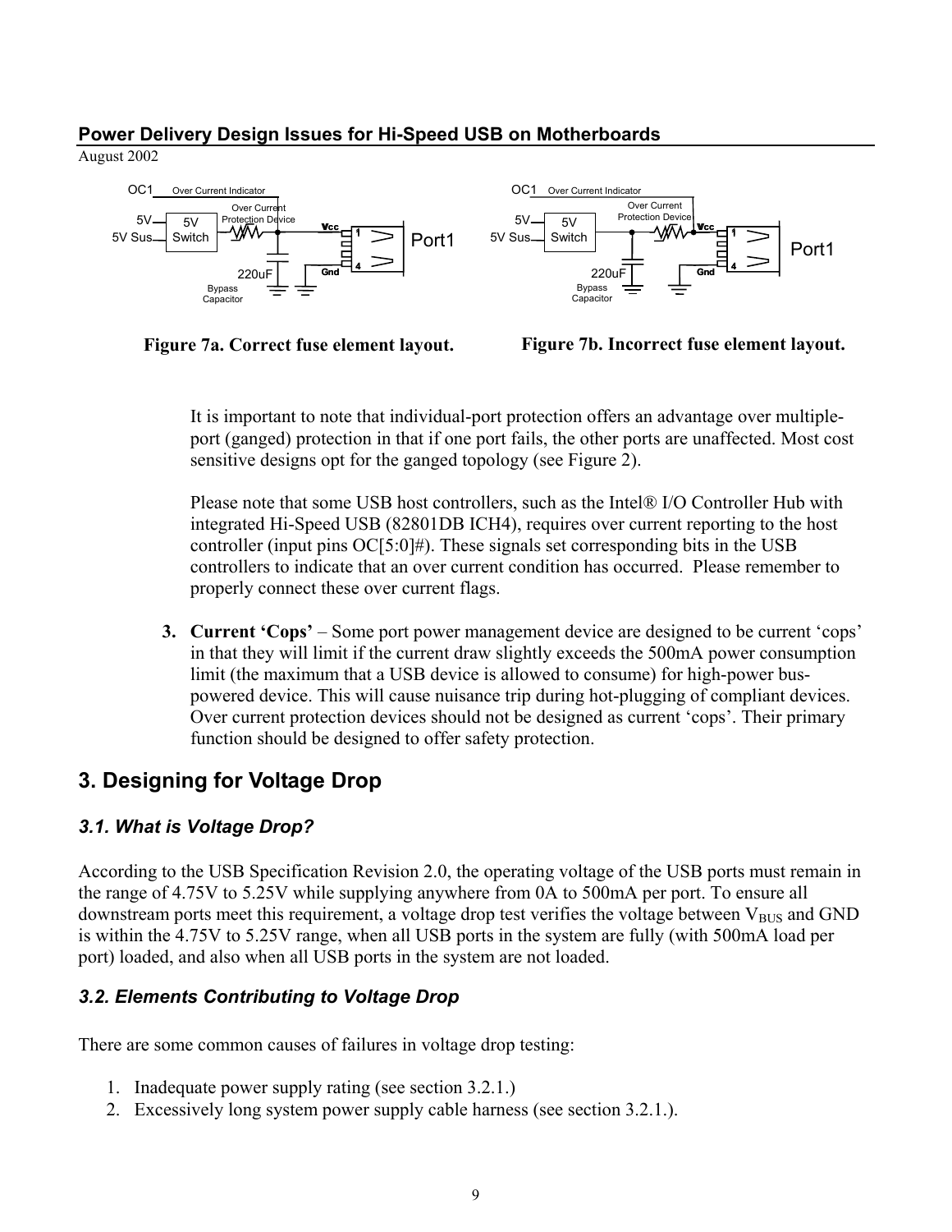Figure 7a. Correct fuse element layout.

Figure 7b. Incorrect fuse element layout.

It is important to note that individual-port protection offers an advantage over multiple-port (ganged) protection in that if one port fails, the other ports are unaffected. Most cost sensitive designs opt for the ganged topology (see Figure 2).

Please note that some USB host controllers, such as the Intel® I/O Controller Hub with integrated Hi-Speed USB (82801DB ICH4), requires over current reporting to the host controller (input pins OC[5:0]#). These signals set corresponding bits in the USB controllers to indicate that an over current condition has occurred. Please remember to properly connect these over current flags.

3. **Current 'Cops'** – Some port power management device are designed to be current 'cops' in that they will limit if the current draw slightly exceeds the 500mA power consumption limit (the maximum that a USB device is allowed to consume) for high-power bus-powered device. This will cause nuisance trip during hot-plugging of compliant devices. Over current protection devices should not be designed as current 'cops'. Their primary function should be designed to offer safety protection.

## 3. Designing for Voltage Drop

### *3.1. What is Voltage Drop?*

According to the USB Specification Revision 2.0, the operating voltage of the USB ports must remain in the range of 4.75V to 5.25V while supplying anywhere from 0A to 500mA per port. To ensure all downstream ports meet this requirement, a voltage drop test verifies the voltage between $V_{BUS}$ and GND is within the 4.75V to 5.25V range, when all USB ports in the system are fully (with 500mA load per port) loaded, and also when all USB ports in the system are not loaded.

### *3.2. Elements Contributing to Voltage Drop*

There are some common causes of failures in voltage drop testing:

1. Inadequate power supply rating (see section 3.2.1.)
2. Excessively long system power supply cable harness (see section 3.2.1.).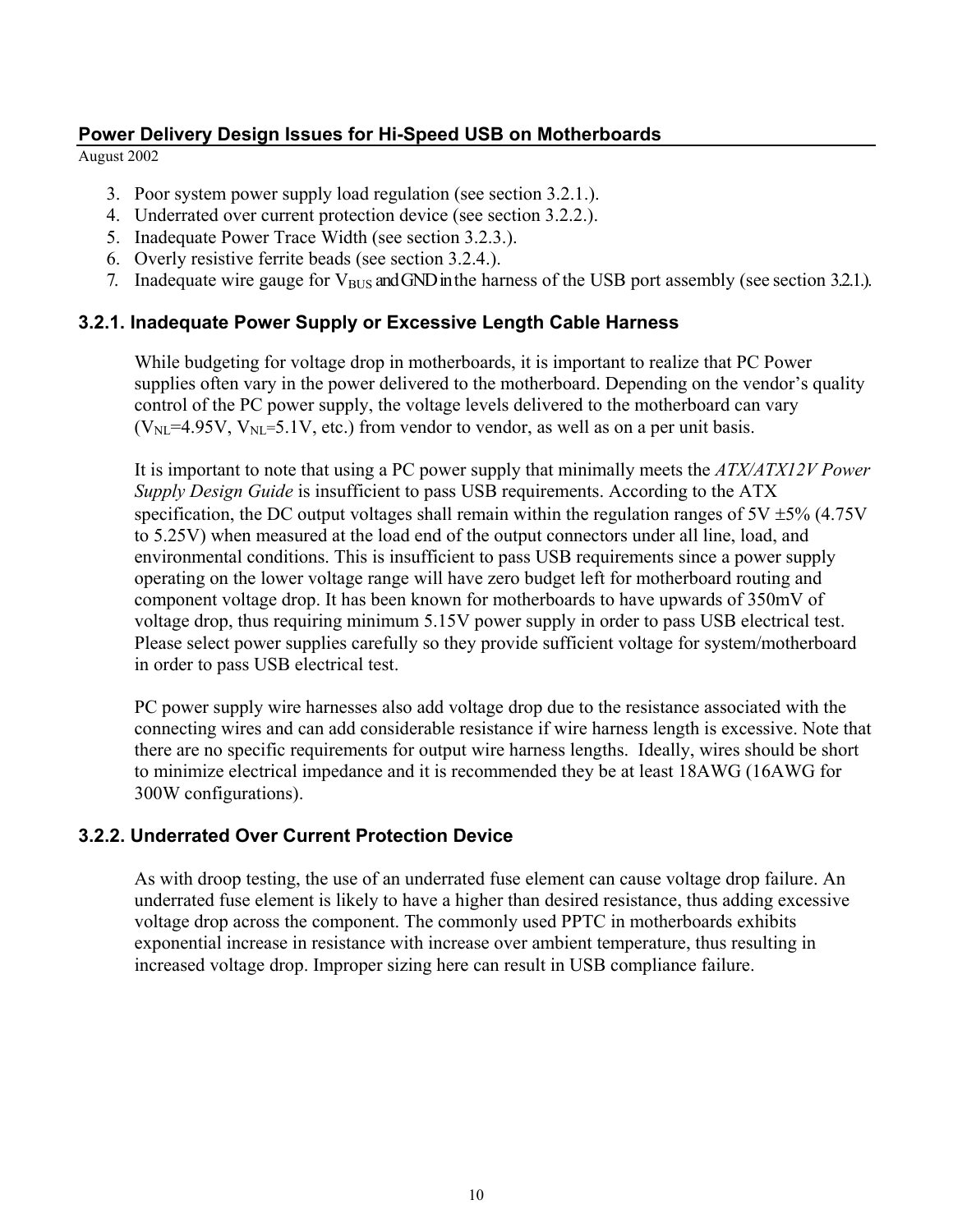3. Poor system power supply load regulation (see section 3.2.1.).
4. Underrated over current protection device (see section 3.2.2.).
5. Inadequate Power Trace Width (see section 3.2.3.).
6. Overly resistive ferrite beads (see section 3.2.4.).
7. Inadequate wire gauge for $V_{BUS}$ and GND in the harness of the USB port assembly (see section 3.2.1.).

### 3.2.1. Inadequate Power Supply or Excessive Length Cable Harness

While budgeting for voltage drop in motherboards, it is important to realize that PC Power supplies often vary in the power delivered to the motherboard. Depending on the vendor's quality control of the PC power supply, the voltage levels delivered to the motherboard can vary ($V_{NL}$=4.95V, $V_{NL}$=5.1V, etc.) from vendor to vendor, as well as on a per unit basis.

It is important to note that using a PC power supply that minimally meets the *ATX/ATX12V Power Supply Design Guide* is insufficient to pass USB requirements. According to the ATX specification, the DC output voltages shall remain within the regulation ranges of 5V ±5% (4.75V to 5.25V) when measured at the load end of the output connectors under all line, load, and environmental conditions. This is insufficient to pass USB requirements since a power supply operating on the lower voltage range will have zero budget left for motherboard routing and component voltage drop. It has been known for motherboards to have upwards of 350mV of voltage drop, thus requiring minimum 5.15V power supply in order to pass USB electrical test. Please select power supplies carefully so they provide sufficient voltage for system/motherboard in order to pass USB electrical test.

PC power supply wire harnesses also add voltage drop due to the resistance associated with the connecting wires and can add considerable resistance if wire harness length is excessive. Note that there are no specific requirements for output wire harness lengths. Ideally, wires should be short to minimize electrical impedance and it is recommended they be at least 18AWG (16AWG for 300W configurations).

### 3.2.2. Underrated Over Current Protection Device

As with droop testing, the use of an underrated fuse element can cause voltage drop failure. An underrated fuse element is likely to have a higher than desired resistance, thus adding excessive voltage drop across the component. The commonly used PPTC in motherboards exhibits exponential increase in resistance with increase over ambient temperature, thus resulting in increased voltage drop. Improper sizing here can result in USB compliance failure.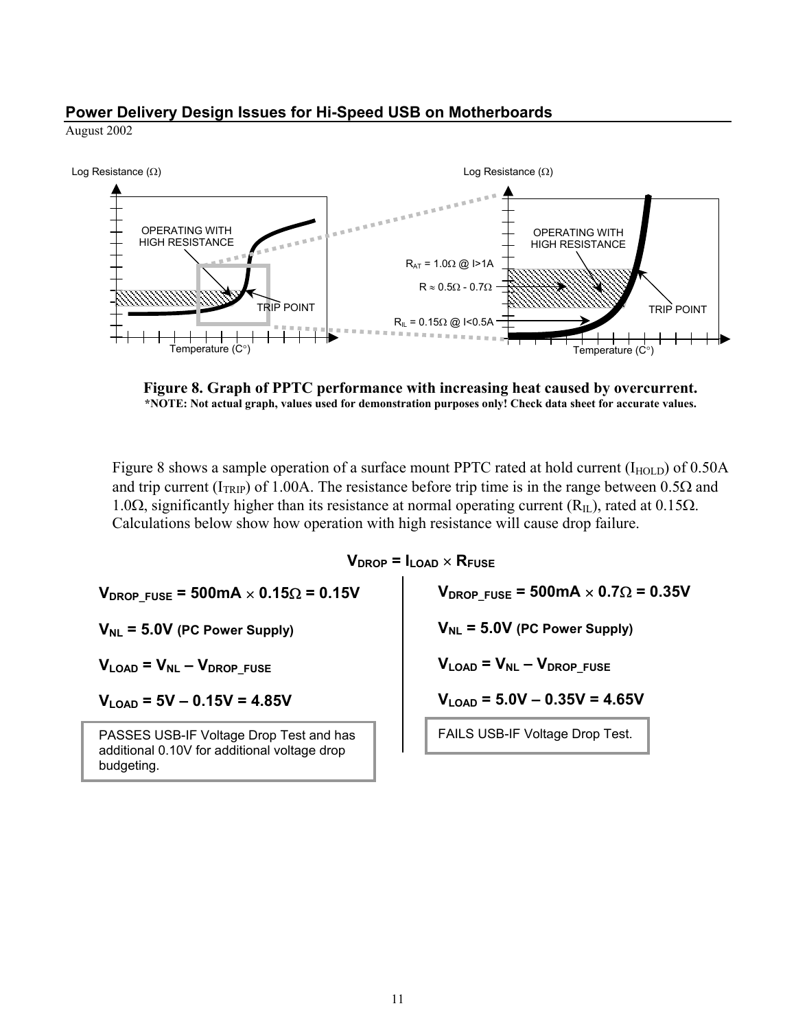Figure 8. Graph of PPTC performance with increasing heat caused by overcurrent.
*NOTE: Not actual graph, values used for demonstration purposes only! Check data sheet for accurate values.

Figure 8 shows a sample operation of a surface mount PPTC rated at hold current ($I_{HOLD}$) of 0.50A and trip current ($I_{TRIP}$) of 1.00A. The resistance before trip time is in the range between 0.5Ω and 1.0Ω, significantly higher than its resistance at normal operating current ($R_{IL}$), rated at 0.15Ω. Calculations below show how operation with high resistance will cause drop failure.

$$V_{DROP} = I_{LOAD} \times R_{FUSE}$$

$V_{DROP\_FUSE} = 500mA \times 0.15\Omega = 0.15V$

$V_{NL} = 5.0V$ **(PC Power Supply)**

$V_{LOAD} = V_{NL} - V_{DROP\_FUSE}$

$V_{LOAD} = 5V - 0.15V = 4.85V$

PASSES USB-IF Voltage Drop Test and has additional 0.10V for additional voltage drop budgeting.

$V_{DROP\_FUSE} = 500mA \times 0.7\Omega = 0.35V$

$V_{NL} = 5.0V$ **(PC Power Supply)**

$V_{LOAD} = V_{NL} - V_{DROP\_FUSE}$

$V_{LOAD} = 5.0V - 0.35V = 4.65V$

FAILS USB-IF Voltage Drop Test.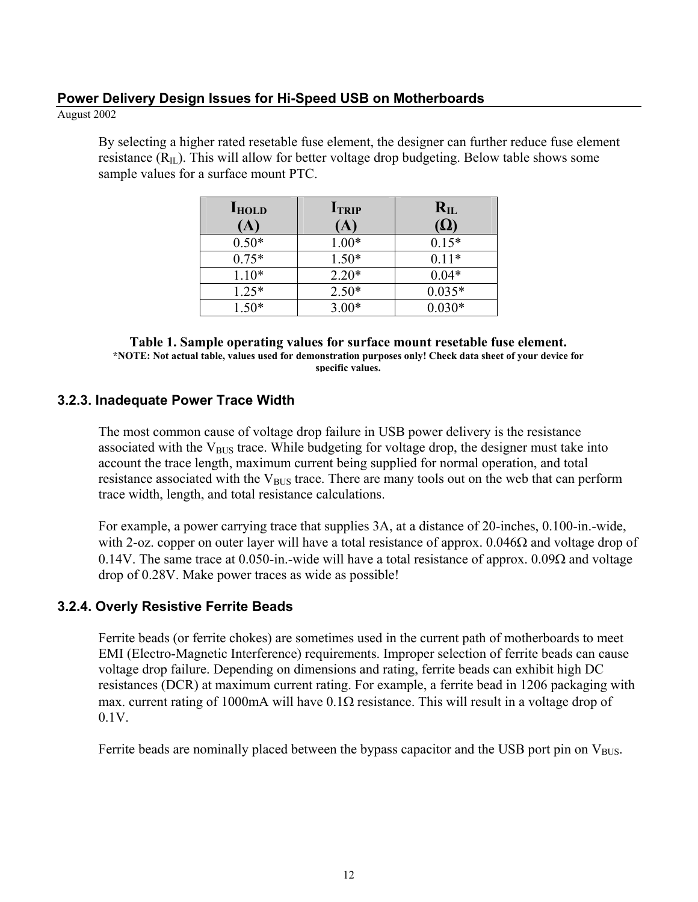By selecting a higher rated resetable fuse element, the designer can further reduce fuse element resistance ($R_{IL}$). This will allow for better voltage drop budgeting. Below table shows some sample values for a surface mount PTC.

| $I_{HOLD}$ (A) | $I_{TRIP}$ (A) | $R_{IL}$ (Ω) |
|---|---|---|
| 0.50* | 1.00* | 0.15* |
| 0.75* | 1.50* | 0.11* |
| 1.10* | 2.20* | 0.04* |
| 1.25* | 2.50* | 0.035* |
| 1.50* | 3.00* | 0.030* |

**Table 1. Sample operating values for surface mount resetable fuse element.**
***NOTE: Not actual table, values used for demonstration purposes only! Check data sheet of your device for specific values.**

### 3.2.3. Inadequate Power Trace Width

The most common cause of voltage drop failure in USB power delivery is the resistance associated with the $V_{BUS}$ trace. While budgeting for voltage drop, the designer must take into account the trace length, maximum current being supplied for normal operation, and total resistance associated with the $V_{BUS}$ trace. There are many tools out on the web that can perform trace width, length, and total resistance calculations.

For example, a power carrying trace that supplies 3A, at a distance of 20-inches, 0.100-in.-wide, with 2-oz. copper on outer layer will have a total resistance of approx. 0.046Ω and voltage drop of 0.14V. The same trace at 0.050-in.-wide will have a total resistance of approx. 0.09Ω and voltage drop of 0.28V. Make power traces as wide as possible!

### 3.2.4. Overly Resistive Ferrite Beads

Ferrite beads (or ferrite chokes) are sometimes used in the current path of motherboards to meet EMI (Electro-Magnetic Interference) requirements. Improper selection of ferrite beads can cause voltage drop failure. Depending on dimensions and rating, ferrite beads can exhibit high DC resistances (DCR) at maximum current rating. For example, a ferrite bead in 1206 packaging with max. current rating of 1000mA will have 0.1Ω resistance. This will result in a voltage drop of 0.1V.

Ferrite beads are nominally placed between the bypass capacitor and the USB port pin on $V_{BUS}$.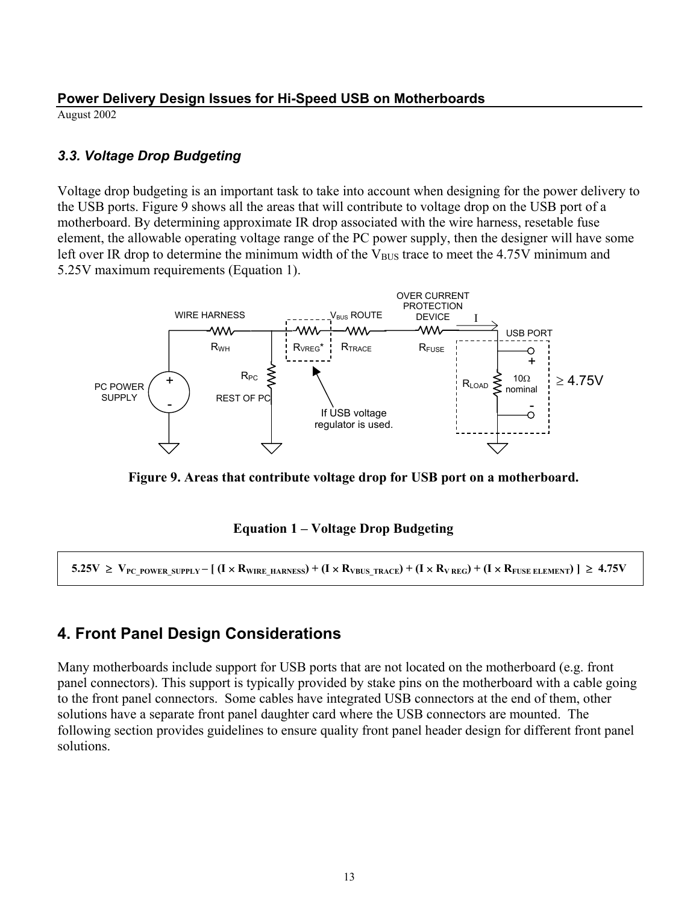### 3.3. Voltage Drop Budgeting

Voltage drop budgeting is an important task to take into account when designing for the power delivery to the USB ports. Figure 9 shows all the areas that will contribute to voltage drop on the USB port of a motherboard. By determining approximate IR drop associated with the wire harness, resetable fuse element, the allowable operating voltage range of the PC power supply, then the designer will have some left over IR drop to determine the minimum width of the $V_{BUS}$ trace to meet the 4.75V minimum and 5.25V maximum requirements (Equation 1).

**Figure 9. Areas that contribute voltage drop for USB port on a motherboard.**

**Equation 1 – Voltage Drop Budgeting**

$$5.25V \geq V_{PC\_POWER\_SUPPLY} - [ (I \times R_{WIRE\_HARNESS}) + (I \times R_{VBUS\_TRACE}) + (I \times R_{V\ REG}) + (I \times R_{FUSE\ ELEMENT}) ] \geq 4.75V$$

## 4. Front Panel Design Considerations

Many motherboards include support for USB ports that are not located on the motherboard (e.g. front panel connectors). This support is typically provided by stake pins on the motherboard with a cable going to the front panel connectors. Some cables have integrated USB connectors at the end of them, other solutions have a separate front panel daughter card where the USB connectors are mounted. The following section provides guidelines to ensure quality front panel header design for different front panel solutions.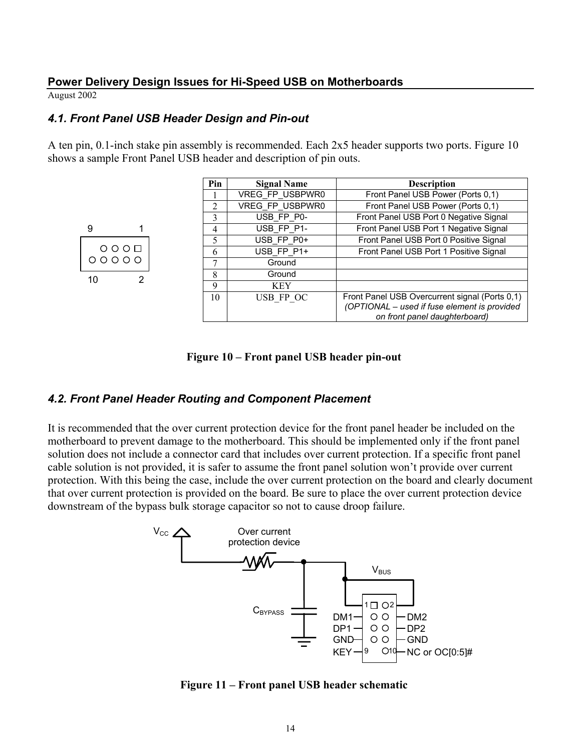## 4.1. Front Panel USB Header Design and Pin-out

A ten pin, 0.1-inch stake pin assembly is recommended. Each 2x5 header supports two ports. Figure 10 shows a sample Front Panel USB header and description of pin outs.

| Pin | Signal Name | Description |
|---|---|---|
| 1 | VREG_FP_USBPWR0 | Front Panel USB Power (Ports 0,1) |
| 2 | VREG_FP_USBPWR0 | Front Panel USB Power (Ports 0,1) |
| 3 | USB_FP_P0- | Front Panel USB Port 0 Negative Signal |
| 4 | USB_FP_P1- | Front Panel USB Port 1 Negative Signal |
| 5 | USB_FP_P0+ | Front Panel USB Port 0 Positive Signal |
| 6 | USB_FP_P1+ | Front Panel USB Port 1 Positive Signal |
| 7 | Ground | |
| 8 | Ground | |
| 9 | KEY | |
| 10 | USB_FP_OC | Front Panel USB Overcurrent signal (Ports 0,1) *(OPTIONAL – used if fuse element is provided on front panel daughterboard)* |

**Figure 10 – Front panel USB header pin-out**

## 4.2. Front Panel Header Routing and Component Placement

It is recommended that the over current protection device for the front panel header be included on the motherboard to prevent damage to the motherboard. This should be implemented only if the front panel solution does not include a connector card that includes over current protection. If a specific front panel cable solution is not provided, it is safer to assume the front panel solution won't provide over current protection. With this being the case, include the over current protection on the board and clearly document that over current protection is provided on the board. Be sure to place the over current protection device downstream of the bypass bulk storage capacitor so not to cause droop failure.

**Figure 11 – Front panel USB header schematic**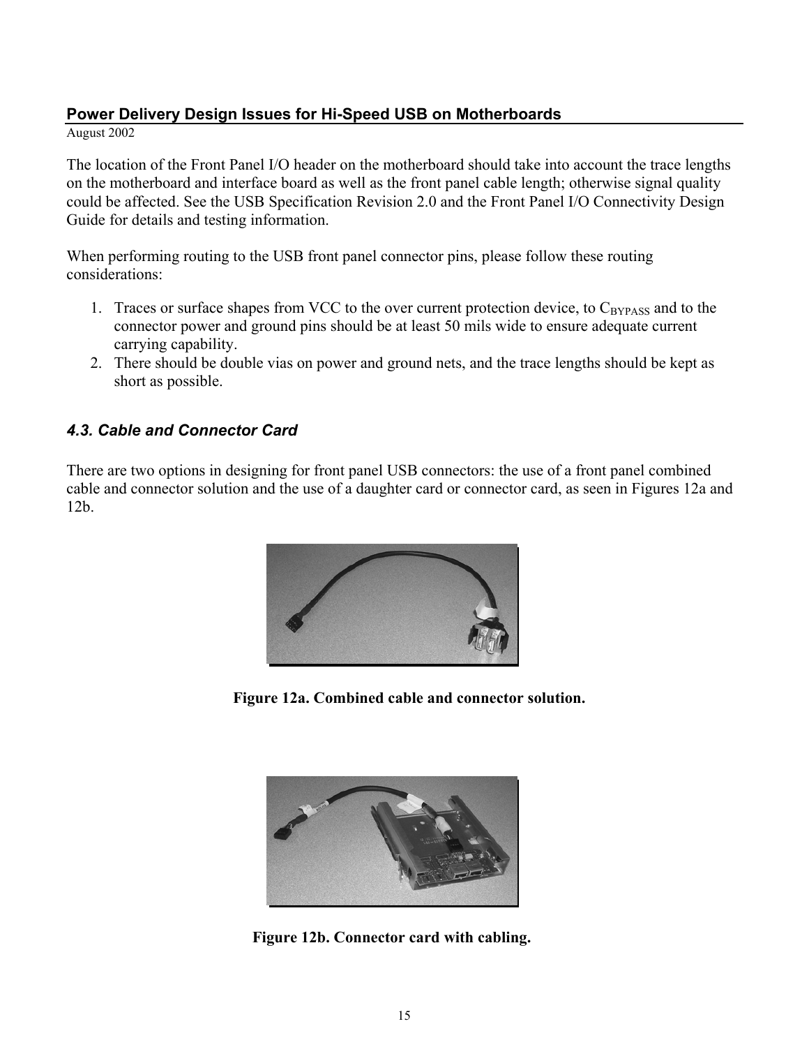The location of the Front Panel I/O header on the motherboard should take into account the trace lengths on the motherboard and interface board as well as the front panel cable length; otherwise signal quality could be affected. See the USB Specification Revision 2.0 and the Front Panel I/O Connectivity Design Guide for details and testing information.

When performing routing to the USB front panel connector pins, please follow these routing considerations:

1. Traces or surface shapes from VCC to the over current protection device, to $C_{BYPASS}$ and to the connector power and ground pins should be at least 50 mils wide to ensure adequate current carrying capability.
2. There should be double vias on power and ground nets, and the trace lengths should be kept as short as possible.

### *4.3. Cable and Connector Card*

There are two options in designing for front panel USB connectors: the use of a front panel combined cable and connector solution and the use of a daughter card or connector card, as seen in Figures 12a and 12b.

**Figure 12a. Combined cable and connector solution.**

**Figure 12b. Connector card with cabling.**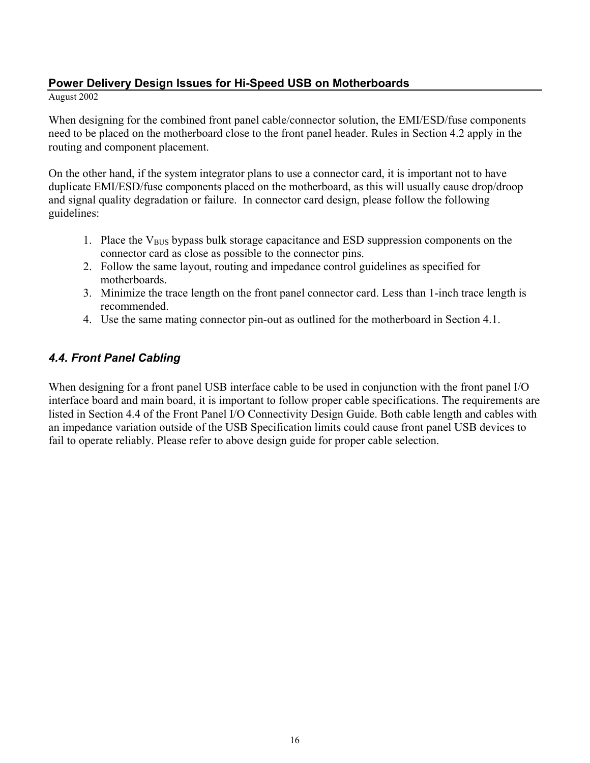When designing for the combined front panel cable/connector solution, the EMI/ESD/fuse components need to be placed on the motherboard close to the front panel header. Rules in Section 4.2 apply in the routing and component placement.

On the other hand, if the system integrator plans to use a connector card, it is important not to have duplicate EMI/ESD/fuse components placed on the motherboard, as this will usually cause drop/droop and signal quality degradation or failure. In connector card design, please follow the following guidelines:

1. Place the $V_{BUS}$ bypass bulk storage capacitance and ESD suppression components on the connector card as close as possible to the connector pins.
2. Follow the same layout, routing and impedance control guidelines as specified for motherboards.
3. Minimize the trace length on the front panel connector card. Less than 1-inch trace length is recommended.
4. Use the same mating connector pin-out as outlined for the motherboard in Section 4.1.

### *4.4. Front Panel Cabling*

When designing for a front panel USB interface cable to be used in conjunction with the front panel I/O interface board and main board, it is important to follow proper cable specifications. The requirements are listed in Section 4.4 of the Front Panel I/O Connectivity Design Guide. Both cable length and cables with an impedance variation outside of the USB Specification limits could cause front panel USB devices to fail to operate reliably. Please refer to above design guide for proper cable selection.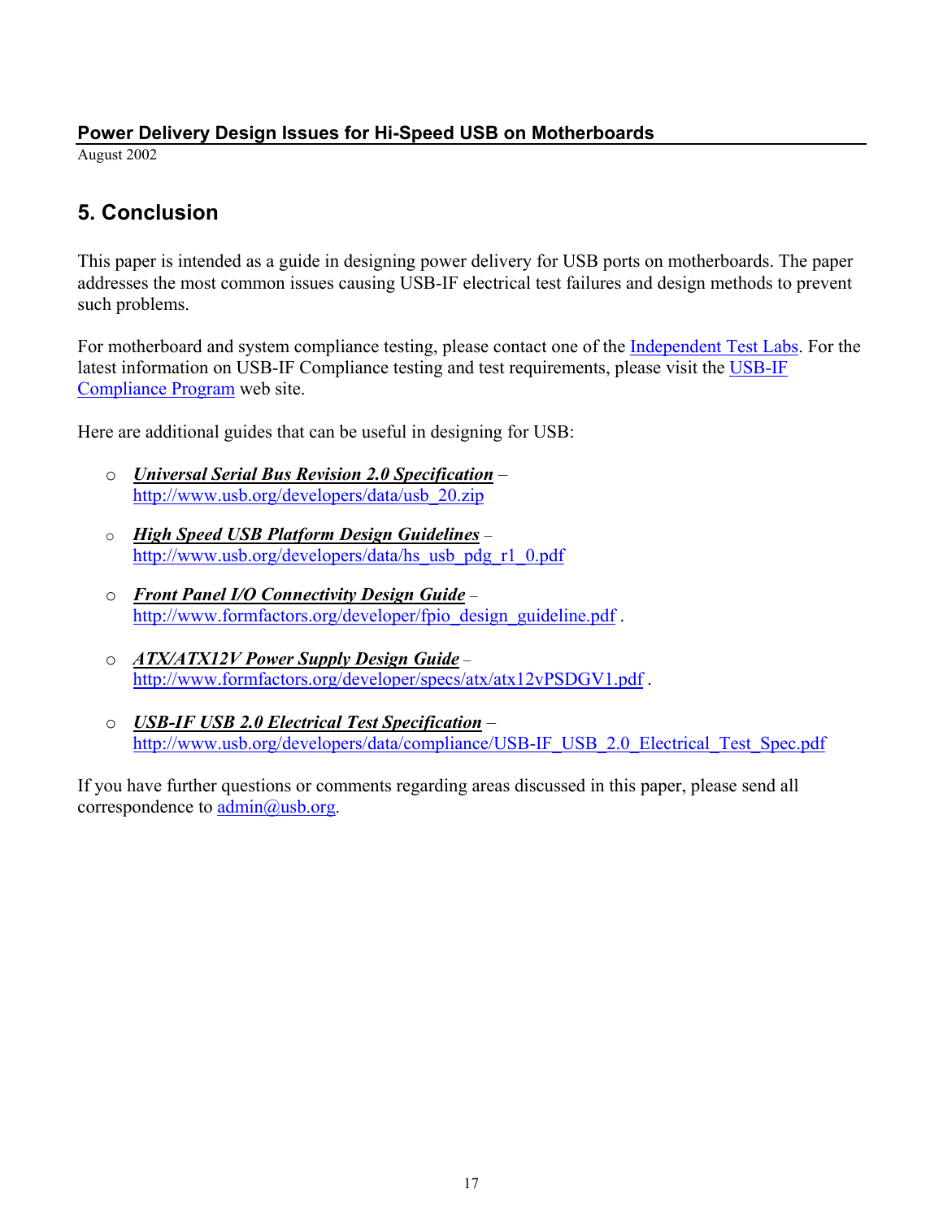## 5. Conclusion

This paper is intended as a guide in designing power delivery for USB ports on motherboards. The paper addresses the most common issues causing USB-IF electrical test failures and design methods to prevent such problems.

For motherboard and system compliance testing, please contact one of the Independent Test Labs. For the latest information on USB-IF Compliance testing and test requirements, please visit the USB-IF Compliance Program web site.

Here are additional guides that can be useful in designing for USB:

- ***Universal Serial Bus Revision 2.0 Specification*** – http://www.usb.org/developers/data/usb_20.zip
- ***High Speed USB Platform Design Guidelines*** – http://www.usb.org/developers/data/hs_usb_pdg_r1_0.pdf
- ***Front Panel I/O Connectivity Design Guide*** – http://www.formfactors.org/developer/fpio_design_guideline.pdf .
- ***ATX/ATX12V Power Supply Design Guide*** – http://www.formfactors.org/developer/specs/atx/atx12vPSDGV1.pdf .
- ***USB-IF USB 2.0 Electrical Test Specification*** – http://www.usb.org/developers/data/compliance/USB-IF_USB_2.0_Electrical_Test_Spec.pdf

If you have further questions or comments regarding areas discussed in this paper, please send all correspondence to admin@usb.org.